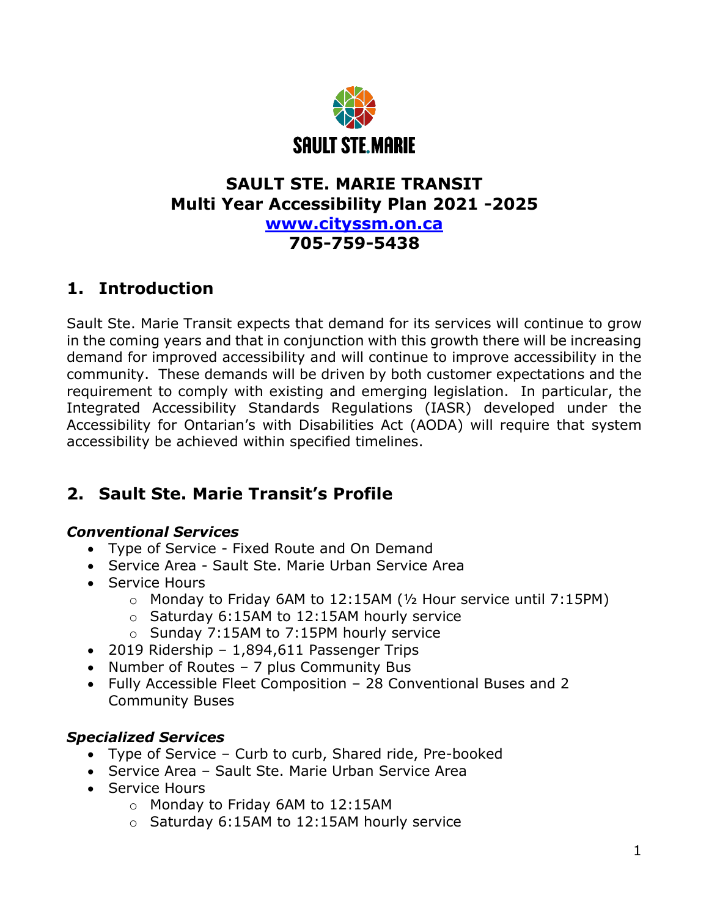SAULT STE. MARIE

# SAULT STE. MARIE TRANSIT
# Multi Year Accessibility Plan 2021 -2025

**[www.cityssm.on.ca](http://www.cityssm.on.ca)**

**705-759-5438**

## 1. Introduction

Sault Ste. Marie Transit expects that demand for its services will continue to grow in the coming years and that in conjunction with this growth there will be increasing demand for improved accessibility and will continue to improve accessibility in the community. These demands will be driven by both customer expectations and the requirement to comply with existing and emerging legislation. In particular, the Integrated Accessibility Standards Regulations (IASR) developed under the Accessibility for Ontarian's with Disabilities Act (AODA) will require that system accessibility be achieved within specified timelines.

## 2. Sault Ste. Marie Transit's Profile

### *Conventional Services*

- Type of Service - Fixed Route and On Demand
- Service Area - Sault Ste. Marie Urban Service Area
- Service Hours
  - Monday to Friday 6AM to 12:15AM (½ Hour service until 7:15PM)
  - Saturday 6:15AM to 12:15AM hourly service
  - Sunday 7:15AM to 7:15PM hourly service
- 2019 Ridership – 1,894,611 Passenger Trips
- Number of Routes – 7 plus Community Bus
- Fully Accessible Fleet Composition – 28 Conventional Buses and 2 Community Buses

### *Specialized Services*

- Type of Service – Curb to curb, Shared ride, Pre-booked
- Service Area – Sault Ste. Marie Urban Service Area
- Service Hours
  - Monday to Friday 6AM to 12:15AM
  - Saturday 6:15AM to 12:15AM hourly service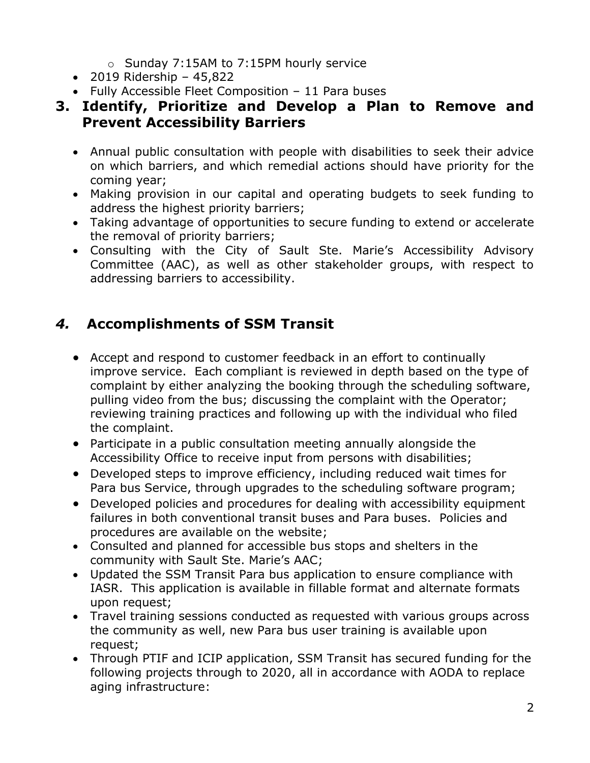- Sunday 7:15AM to 7:15PM hourly service
- 2019 Ridership – 45,822
- Fully Accessible Fleet Composition – 11 Para buses

## 3. Identify, Prioritize and Develop a Plan to Remove and Prevent Accessibility Barriers

- Annual public consultation with people with disabilities to seek their advice on which barriers, and which remedial actions should have priority for the coming year;
- Making provision in our capital and operating budgets to seek funding to address the highest priority barriers;
- Taking advantage of opportunities to secure funding to extend or accelerate the removal of priority barriers;
- Consulting with the City of Sault Ste. Marie's Accessibility Advisory Committee (AAC), as well as other stakeholder groups, with respect to addressing barriers to accessibility.

## *4.* Accomplishments of SSM Transit

- Accept and respond to customer feedback in an effort to continually improve service. Each compliant is reviewed in depth based on the type of complaint by either analyzing the booking through the scheduling software, pulling video from the bus; discussing the complaint with the Operator; reviewing training practices and following up with the individual who filed the complaint.
- Participate in a public consultation meeting annually alongside the Accessibility Office to receive input from persons with disabilities;
- Developed steps to improve efficiency, including reduced wait times for Para bus Service, through upgrades to the scheduling software program;
- Developed policies and procedures for dealing with accessibility equipment failures in both conventional transit buses and Para buses. Policies and procedures are available on the website;
- Consulted and planned for accessible bus stops and shelters in the community with Sault Ste. Marie's AAC;
- Updated the SSM Transit Para bus application to ensure compliance with IASR. This application is available in fillable format and alternate formats upon request;
- Travel training sessions conducted as requested with various groups across the community as well, new Para bus user training is available upon request;
- Through PTIF and ICIP application, SSM Transit has secured funding for the following projects through to 2020, all in accordance with AODA to replace aging infrastructure: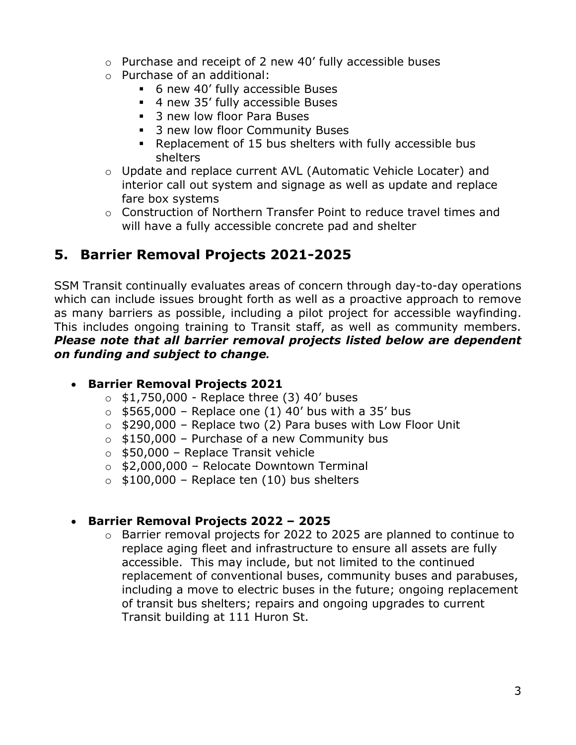- Purchase and receipt of 2 new 40’ fully accessible buses
  - Purchase of an additional:
    - 6 new 40’ fully accessible Buses
    - 4 new 35’ fully accessible Buses
    - 3 new low floor Para Buses
    - 3 new low floor Community Buses
    - Replacement of 15 bus shelters with fully accessible bus shelters
  - Update and replace current AVL (Automatic Vehicle Locater) and interior call out system and signage as well as update and replace fare box systems
  - Construction of Northern Transfer Point to reduce travel times and will have a fully accessible concrete pad and shelter

## 5. Barrier Removal Projects 2021-2025

SSM Transit continually evaluates areas of concern through day-to-day operations which can include issues brought forth as well as a proactive approach to remove as many barriers as possible, including a pilot project for accessible wayfinding. This includes ongoing training to Transit staff, as well as community members. ***Please note that all barrier removal projects listed below are dependent on funding and subject to change.***

- **Barrier Removal Projects 2021**
  - $1,750,000 - Replace three (3) 40’ buses
  - $565,000 – Replace one (1) 40’ bus with a 35’ bus
  - $290,000 – Replace two (2) Para buses with Low Floor Unit
  - $150,000 – Purchase of a new Community bus
  - $50,000 – Replace Transit vehicle
  - $2,000,000 – Relocate Downtown Terminal
  - $100,000 – Replace ten (10) bus shelters

- **Barrier Removal Projects 2022 – 2025**
  - Barrier removal projects for 2022 to 2025 are planned to continue to replace aging fleet and infrastructure to ensure all assets are fully accessible. This may include, but not limited to the continued replacement of conventional buses, community buses and parabuses, including a move to electric buses in the future; ongoing replacement of transit bus shelters; repairs and ongoing upgrades to current Transit building at 111 Huron St.